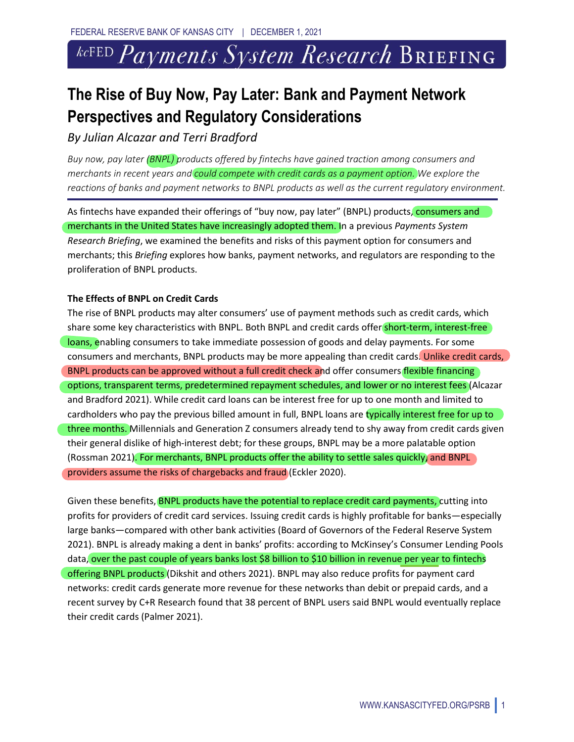FEDERAL RESERVE BANK OF KANSAS CITY | DECEMBER 1, 2021

kcFED *Payments System Research* BRIEFING

# The Rise of Buy Now, Pay Later: Bank and Payment Network Perspectives and Regulatory Considerations

*By Julian Alcazar and Terri Bradford*

*Buy now, pay later (BNPL) products offered by fintechs have gained traction among consumers and merchants in recent years and could compete with credit cards as a payment option. We explore the reactions of banks and payment networks to BNPL products as well as the current regulatory environment.*

As fintechs have expanded their offerings of "buy now, pay later" (BNPL) products, consumers and merchants in the United States have increasingly adopted them. In a previous *Payments System Research Briefing*, we examined the benefits and risks of this payment option for consumers and merchants; this *Briefing* explores how banks, payment networks, and regulators are responding to the proliferation of BNPL products.

**The Effects of BNPL on Credit Cards**

The rise of BNPL products may alter consumers' use of payment methods such as credit cards, which share some key characteristics with BNPL. Both BNPL and credit cards offer short-term, interest-free loans, enabling consumers to take immediate possession of goods and delay payments. For some consumers and merchants, BNPL products may be more appealing than credit cards. Unlike credit cards, BNPL products can be approved without a full credit check and offer consumers flexible financing options, transparent terms, predetermined repayment schedules, and lower or no interest fees (Alcazar and Bradford 2021). While credit card loans can be interest free for up to one month and limited to cardholders who pay the previous billed amount in full, BNPL loans are typically interest free for up to three months. Millennials and Generation Z consumers already tend to shy away from credit cards given their general dislike of high-interest debt; for these groups, BNPL may be a more palatable option (Rossman 2021). For merchants, BNPL products offer the ability to settle sales quickly, and BNPL providers assume the risks of chargebacks and fraud (Eckler 2020).

Given these benefits, BNPL products have the potential to replace credit card payments, cutting into profits for providers of credit card services. Issuing credit cards is highly profitable for banks—especially large banks—compared with other bank activities (Board of Governors of the Federal Reserve System 2021). BNPL is already making a dent in banks' profits: according to McKinsey's Consumer Lending Pools data, over the past couple of years banks lost $8 billion to $10 billion in revenue per year to fintechs offering BNPL products (Dikshit and others 2021). BNPL may also reduce profits for payment card networks: credit cards generate more revenue for these networks than debit or prepaid cards, and a recent survey by C+R Research found that 38 percent of BNPL users said BNPL would eventually replace their credit cards (Palmer 2021).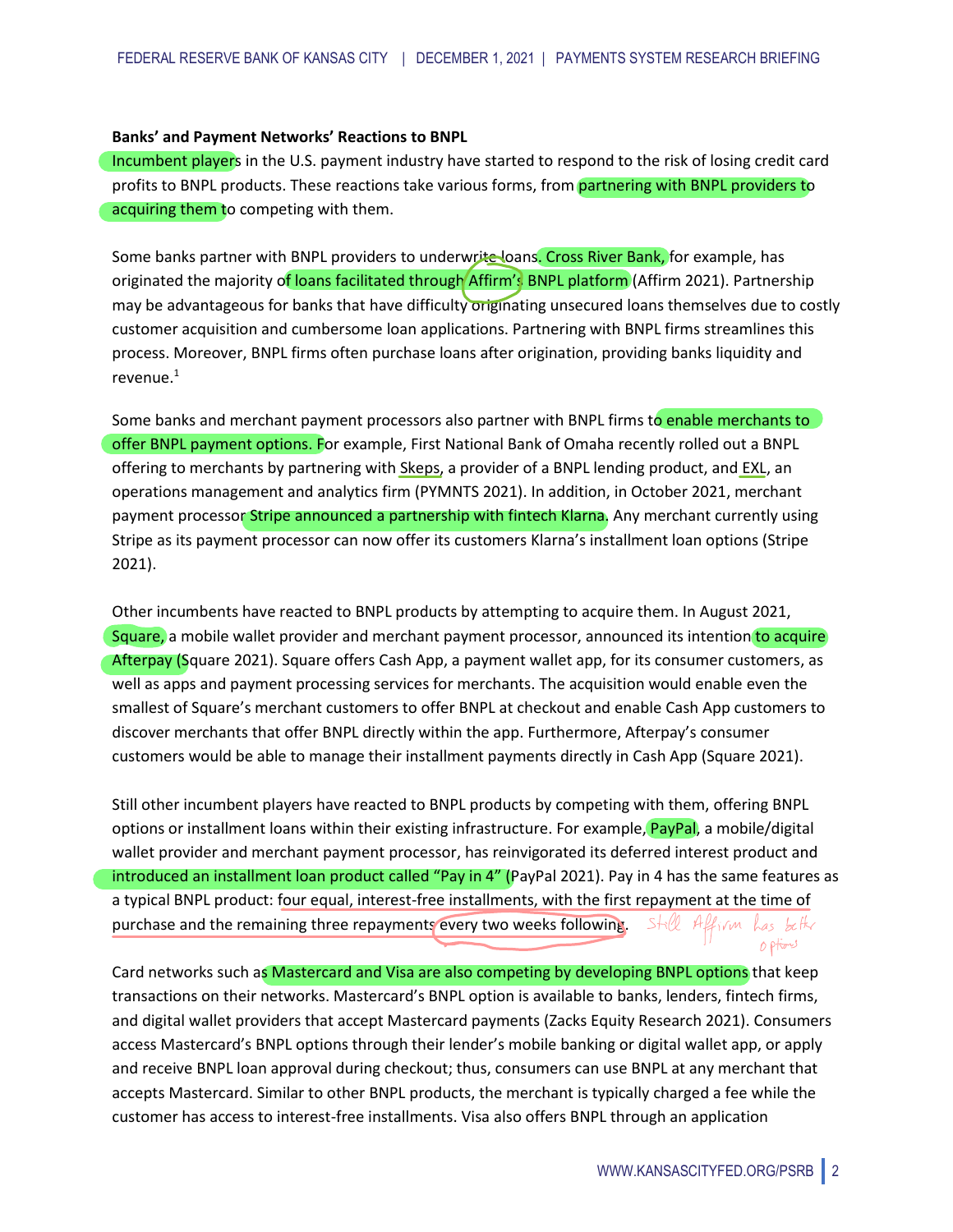**Banks' and Payment Networks' Reactions to BNPL**

Incumbent players in the U.S. payment industry have started to respond to the risk of losing credit card profits to BNPL products. These reactions take various forms, from partnering with BNPL providers to acquiring them to competing with them.

Some banks partner with BNPL providers to underwrite loans. Cross River Bank, for example, has originated the majority of loans facilitated through Affirm's BNPL platform (Affirm 2021). Partnership may be advantageous for banks that have difficulty originating unsecured loans themselves due to costly customer acquisition and cumbersome loan applications. Partnering with BNPL firms streamlines this process. Moreover, BNPL firms often purchase loans after origination, providing banks liquidity and revenue.[1]

Some banks and merchant payment processors also partner with BNPL firms to enable merchants to offer BNPL payment options. For example, First National Bank of Omaha recently rolled out a BNPL offering to merchants by partnering with Skeps, a provider of a BNPL lending product, and EXL, an operations management and analytics firm (PYMNTS 2021). In addition, in October 2021, merchant payment processor Stripe announced a partnership with fintech Klarna. Any merchant currently using Stripe as its payment processor can now offer its customers Klarna's installment loan options (Stripe 2021).

Other incumbents have reacted to BNPL products by attempting to acquire them. In August 2021, Square, a mobile wallet provider and merchant payment processor, announced its intention to acquire Afterpay (Square 2021). Square offers Cash App, a payment wallet app, for its consumer customers, as well as apps and payment processing services for merchants. The acquisition would enable even the smallest of Square's merchant customers to offer BNPL at checkout and enable Cash App customers to discover merchants that offer BNPL directly within the app. Furthermore, Afterpay's consumer customers would be able to manage their installment payments directly in Cash App (Square 2021).

Still other incumbent players have reacted to BNPL products by competing with them, offering BNPL options or installment loans within their existing infrastructure. For example, PayPal, a mobile/digital wallet provider and merchant payment processor, has reinvigorated its deferred interest product and introduced an installment loan product called "Pay in 4" (PayPal 2021). Pay in 4 has the same features as a typical BNPL product: four equal, interest-free installments, with the first repayment at the time of purchase and the remaining three repayments every two weeks following.

Card networks such as Mastercard and Visa are also competing by developing BNPL options that keep transactions on their networks. Mastercard's BNPL option is available to banks, lenders, fintech firms, and digital wallet providers that accept Mastercard payments (Zacks Equity Research 2021). Consumers access Mastercard's BNPL options through their lender's mobile banking or digital wallet app, or apply and receive BNPL loan approval during checkout; thus, consumers can use BNPL at any merchant that accepts Mastercard. Similar to other BNPL products, the merchant is typically charged a fee while the customer has access to interest-free installments. Visa also offers BNPL through an application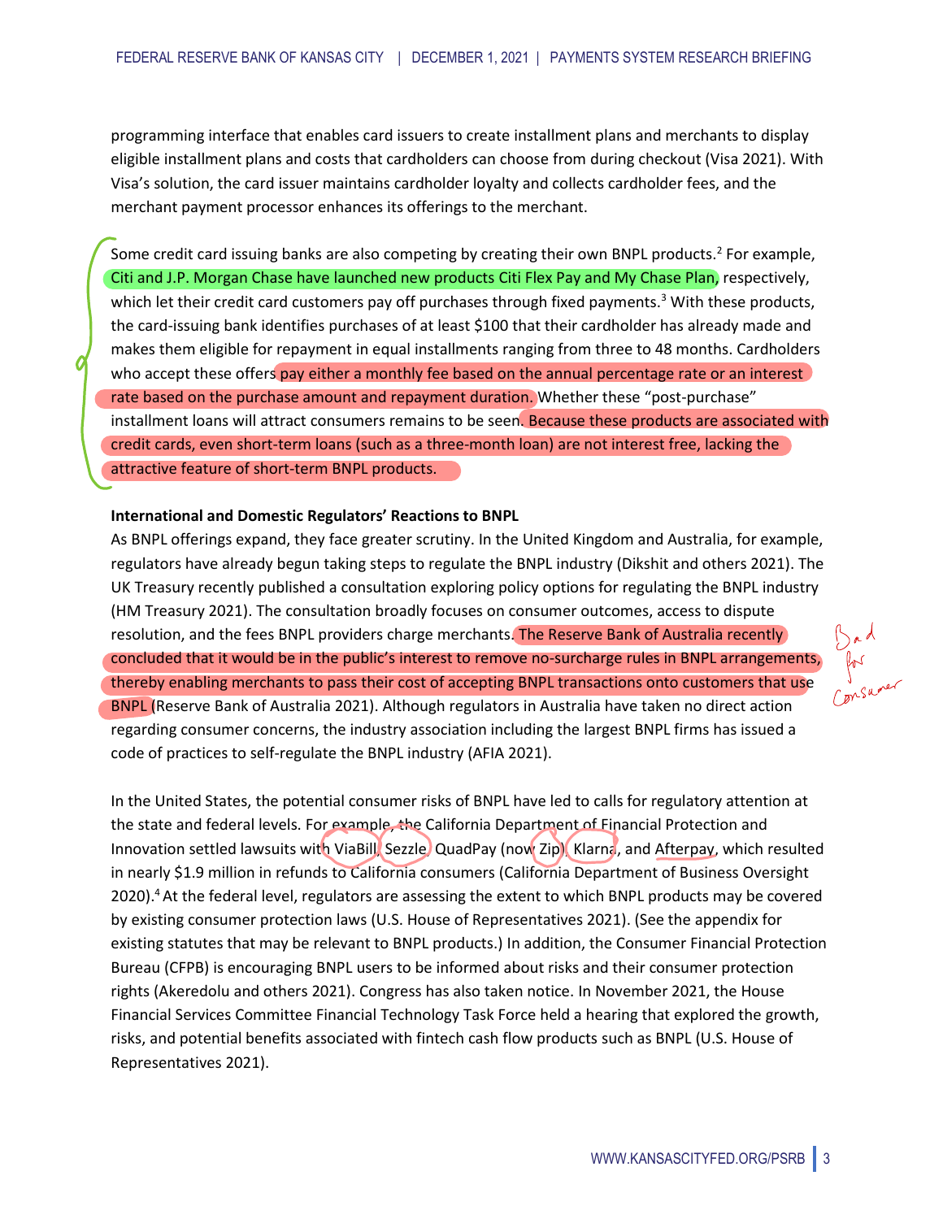programming interface that enables card issuers to create installment plans and merchants to display eligible installment plans and costs that cardholders can choose from during checkout (Visa 2021). With Visa's solution, the card issuer maintains cardholder loyalty and collects cardholder fees, and the merchant payment processor enhances its offerings to the merchant.

Some credit card issuing banks are also competing by creating their own BNPL products.[2] For example, Citi and J.P. Morgan Chase have launched new products Citi Flex Pay and My Chase Plan, respectively, which let their credit card customers pay off purchases through fixed payments.[3] With these products, the card-issuing bank identifies purchases of at least $100 that their cardholder has already made and makes them eligible for repayment in equal installments ranging from three to 48 months. Cardholders who accept these offers pay either a monthly fee based on the annual percentage rate or an interest rate based on the purchase amount and repayment duration. Whether these "post-purchase" installment loans will attract consumers remains to be seen. Because these products are associated with credit cards, even short-term loans (such as a three-month loan) are not interest free, lacking the attractive feature of short-term BNPL products.

**International and Domestic Regulators' Reactions to BNPL**

As BNPL offerings expand, they face greater scrutiny. In the United Kingdom and Australia, for example, regulators have already begun taking steps to regulate the BNPL industry (Dikshit and others 2021). The UK Treasury recently published a consultation exploring policy options for regulating the BNPL industry (HM Treasury 2021). The consultation broadly focuses on consumer outcomes, access to dispute resolution, and the fees BNPL providers charge merchants. The Reserve Bank of Australia recently concluded that it would be in the public's interest to remove no-surcharge rules in BNPL arrangements, thereby enabling merchants to pass their cost of accepting BNPL transactions onto customers that use BNPL (Reserve Bank of Australia 2021). Although regulators in Australia have taken no direct action regarding consumer concerns, the industry association including the largest BNPL firms has issued a code of practices to self-regulate the BNPL industry (AFIA 2021).

In the United States, the potential consumer risks of BNPL have led to calls for regulatory attention at the state and federal levels. For example, the California Department of Financial Protection and Innovation settled lawsuits with ViaBill, Sezzle, QuadPay (now Zip), Klarna, and Afterpay, which resulted in nearly $1.9 million in refunds to California consumers (California Department of Business Oversight 2020).[4] At the federal level, regulators are assessing the extent to which BNPL products may be covered by existing consumer protection laws (U.S. House of Representatives 2021). (See the appendix for existing statutes that may be relevant to BNPL products.) In addition, the Consumer Financial Protection Bureau (CFPB) is encouraging BNPL users to be informed about risks and their consumer protection rights (Akeredolu and others 2021). Congress has also taken notice. In November 2021, the House Financial Services Committee Financial Technology Task Force held a hearing that explored the growth, risks, and potential benefits associated with fintech cash flow products such as BNPL (U.S. House of Representatives 2021).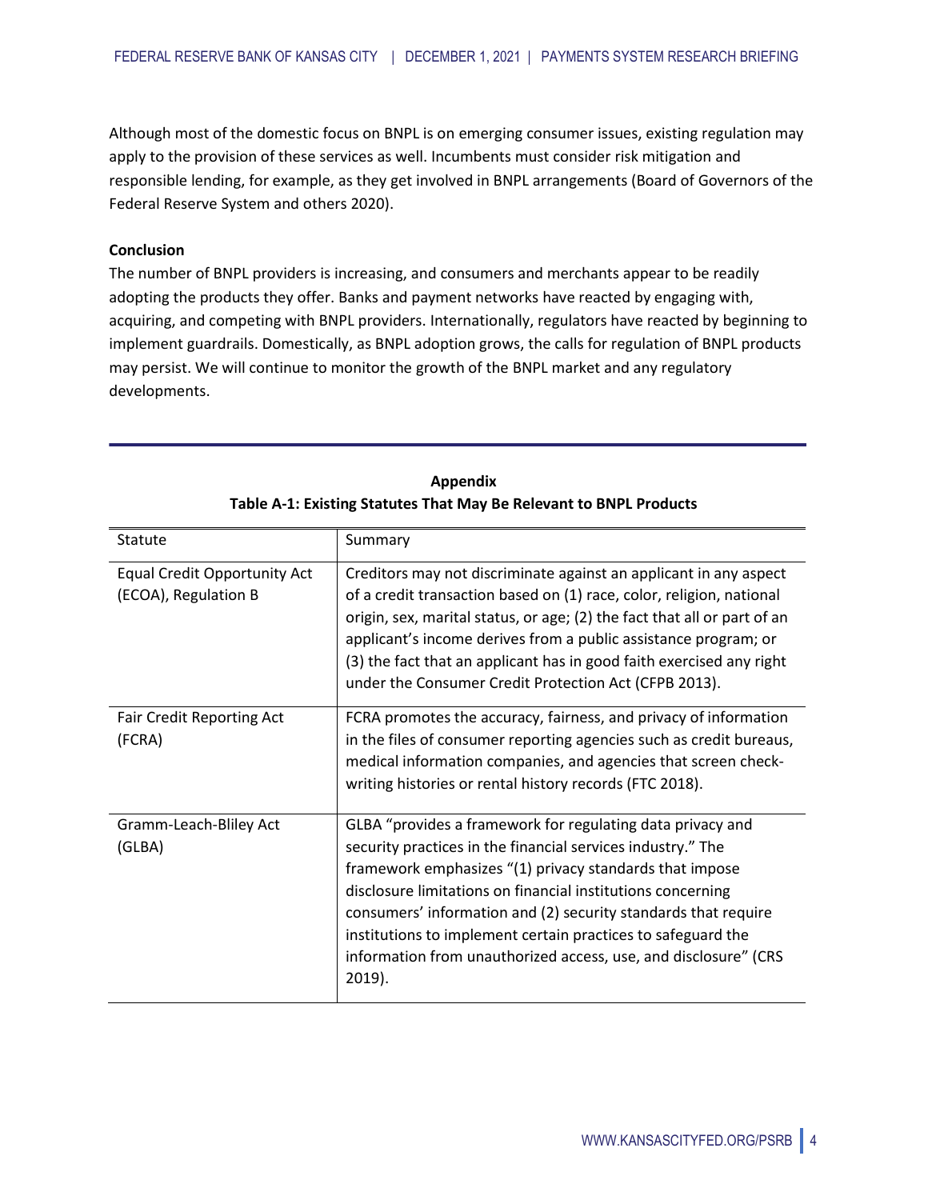Although most of the domestic focus on BNPL is on emerging consumer issues, existing regulation may apply to the provision of these services as well. Incumbents must consider risk mitigation and responsible lending, for example, as they get involved in BNPL arrangements (Board of Governors of the Federal Reserve System and others 2020).

**Conclusion**

The number of BNPL providers is increasing, and consumers and merchants appear to be readily adopting the products they offer. Banks and payment networks have reacted by engaging with, acquiring, and competing with BNPL providers. Internationally, regulators have reacted by beginning to implement guardrails. Domestically, as BNPL adoption grows, the calls for regulation of BNPL products may persist. We will continue to monitor the growth of the BNPL market and any regulatory developments.

**Appendix**

**Table A-1: Existing Statutes That May Be Relevant to BNPL Products**

| Statute | Summary |
|---|---|
| Equal Credit Opportunity Act (ECOA), Regulation B | Creditors may not discriminate against an applicant in any aspect of a credit transaction based on (1) race, color, religion, national origin, sex, marital status, or age; (2) the fact that all or part of an applicant's income derives from a public assistance program; or (3) the fact that an applicant has in good faith exercised any right under the Consumer Credit Protection Act (CFPB 2013). |
| Fair Credit Reporting Act (FCRA) | FCRA promotes the accuracy, fairness, and privacy of information in the files of consumer reporting agencies such as credit bureaus, medical information companies, and agencies that screen check-writing histories or rental history records (FTC 2018). |
| Gramm-Leach-Bliley Act (GLBA) | GLBA "provides a framework for regulating data privacy and security practices in the financial services industry." The framework emphasizes "(1) privacy standards that impose disclosure limitations on financial institutions concerning consumers' information and (2) security standards that require institutions to implement certain practices to safeguard the information from unauthorized access, use, and disclosure" (CRS 2019). |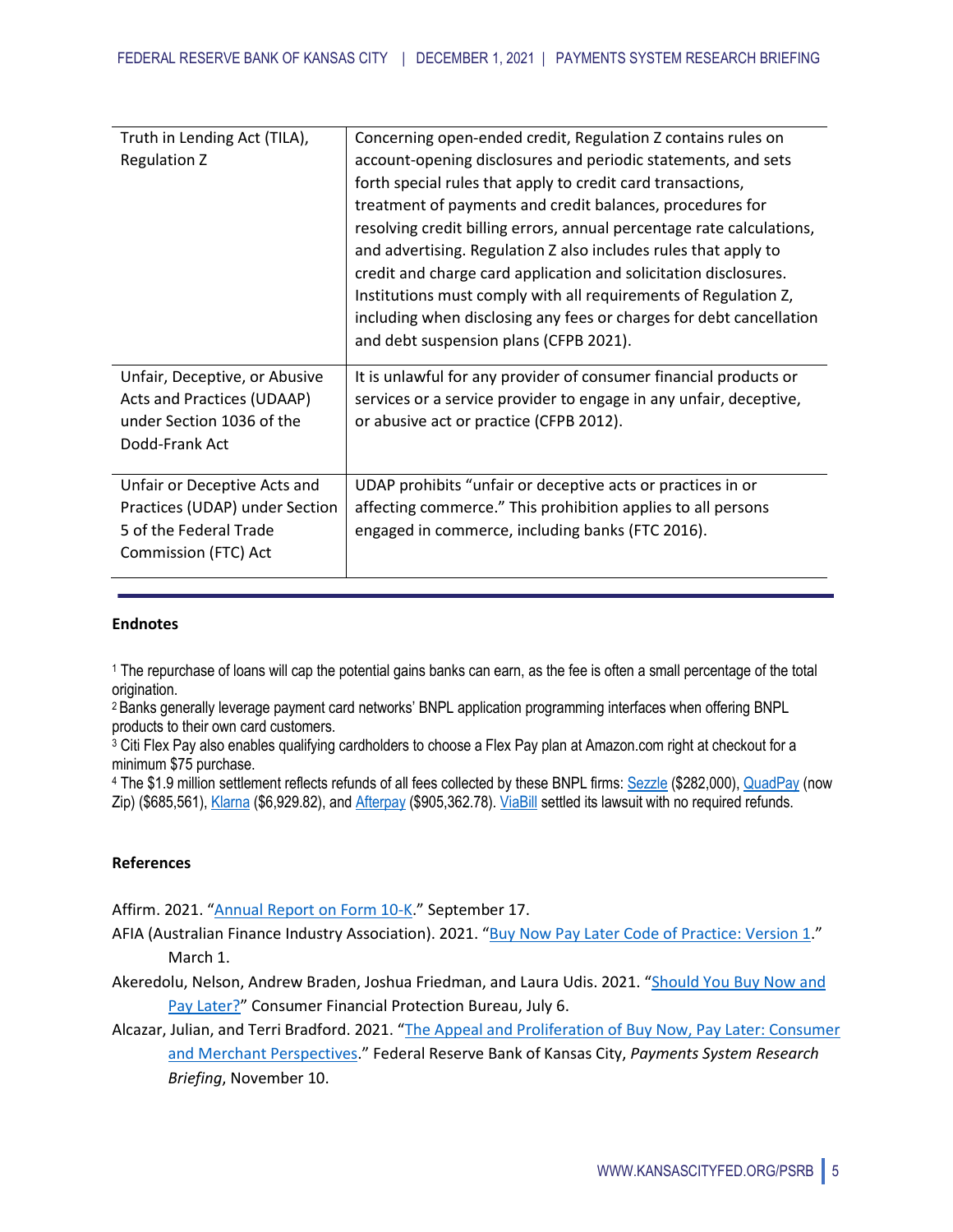| Truth in Lending Act (TILA), Regulation Z | Concerning open-ended credit, Regulation Z contains rules on account-opening disclosures and periodic statements, and sets forth special rules that apply to credit card transactions, treatment of payments and credit balances, procedures for resolving credit billing errors, annual percentage rate calculations, and advertising. Regulation Z also includes rules that apply to credit and charge card application and solicitation disclosures. Institutions must comply with all requirements of Regulation Z, including when disclosing any fees or charges for debt cancellation and debt suspension plans (CFPB 2021). |
|---|---|
| Unfair, Deceptive, or Abusive Acts and Practices (UDAAP) under Section 1036 of the Dodd-Frank Act | It is unlawful for any provider of consumer financial products or services or a service provider to engage in any unfair, deceptive, or abusive act or practice (CFPB 2012). |
| Unfair or Deceptive Acts and Practices (UDAP) under Section 5 of the Federal Trade Commission (FTC) Act | UDAP prohibits "unfair or deceptive acts or practices in or affecting commerce." This prohibition applies to all persons engaged in commerce, including banks (FTC 2016). |

**Endnotes**

[1] The repurchase of loans will cap the potential gains banks can earn, as the fee is often a small percentage of the total origination.
[2] Banks generally leverage payment card networks' BNPL application programming interfaces when offering BNPL products to their own card customers.
[3] Citi Flex Pay also enables qualifying cardholders to choose a Flex Pay plan at Amazon.com right at checkout for a minimum $75 purchase.
[4] The $1.9 million settlement reflects refunds of all fees collected by these BNPL firms: Sezzle ($282,000), QuadPay (now Zip) ($685,561), Klarna ($6,929.82), and Afterpay ($905,362.78). ViaBill settled its lawsuit with no required refunds.

**References**

Affirm. 2021. "Annual Report on Form 10-K." September 17.

AFIA (Australian Finance Industry Association). 2021. "Buy Now Pay Later Code of Practice: Version 1." March 1.

Akeredolu, Nelson, Andrew Braden, Joshua Friedman, and Laura Udis. 2021. "Should You Buy Now and Pay Later?" Consumer Financial Protection Bureau, July 6.

Alcazar, Julian, and Terri Bradford. 2021. "The Appeal and Proliferation of Buy Now, Pay Later: Consumer and Merchant Perspectives." Federal Reserve Bank of Kansas City, *Payments System Research Briefing*, November 10.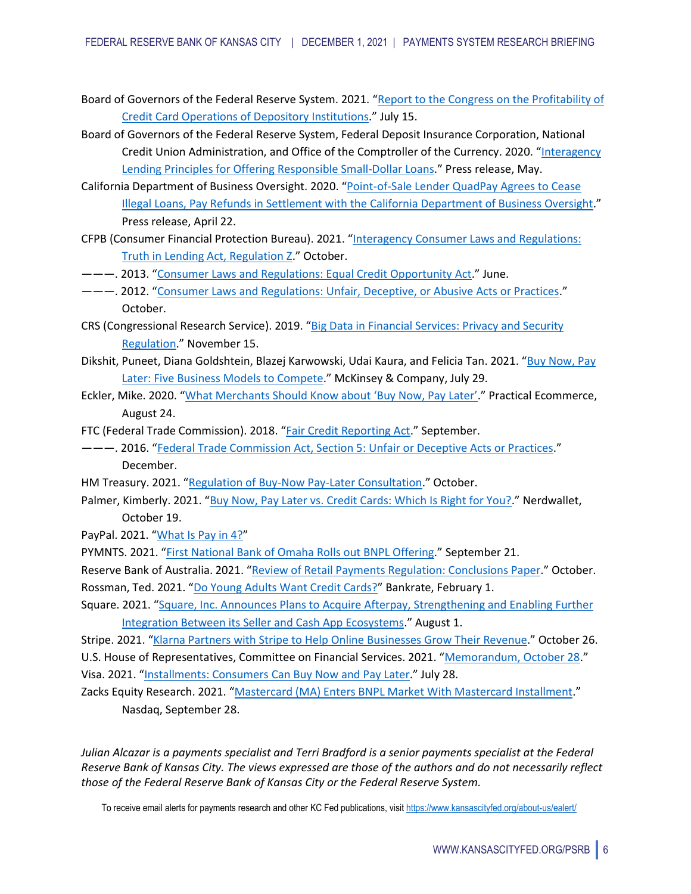Board of Governors of the Federal Reserve System. 2021. "Report to the Congress on the Profitability of Credit Card Operations of Depository Institutions." July 15.

Board of Governors of the Federal Reserve System, Federal Deposit Insurance Corporation, National Credit Union Administration, and Office of the Comptroller of the Currency. 2020. "Interagency Lending Principles for Offering Responsible Small-Dollar Loans." Press release, May.

California Department of Business Oversight. 2020. "Point-of-Sale Lender QuadPay Agrees to Cease Illegal Loans, Pay Refunds in Settlement with the California Department of Business Oversight." Press release, April 22.

CFPB (Consumer Financial Protection Bureau). 2021. "Interagency Consumer Laws and Regulations: Truth in Lending Act, Regulation Z." October.

———. 2013. "Consumer Laws and Regulations: Equal Credit Opportunity Act." June.

———. 2012. "Consumer Laws and Regulations: Unfair, Deceptive, or Abusive Acts or Practices." October.

CRS (Congressional Research Service). 2019. "Big Data in Financial Services: Privacy and Security Regulation." November 15.

Dikshit, Puneet, Diana Goldshtein, Blazej Karwowski, Udai Kaura, and Felicia Tan. 2021. "Buy Now, Pay Later: Five Business Models to Compete." McKinsey & Company, July 29.

Eckler, Mike. 2020. "What Merchants Should Know about 'Buy Now, Pay Later'." Practical Ecommerce, August 24.

FTC (Federal Trade Commission). 2018. "Fair Credit Reporting Act." September.

———. 2016. "Federal Trade Commission Act, Section 5: Unfair or Deceptive Acts or Practices." December.

HM Treasury. 2021. "Regulation of Buy-Now Pay-Later Consultation." October.

Palmer, Kimberly. 2021. "Buy Now, Pay Later vs. Credit Cards: Which Is Right for You?." Nerdwallet, October 19.

PayPal. 2021. "What Is Pay in 4?"

PYMNTS. 2021. "First National Bank of Omaha Rolls out BNPL Offering." September 21.

Reserve Bank of Australia. 2021. "Review of Retail Payments Regulation: Conclusions Paper." October.

Rossman, Ted. 2021. "Do Young Adults Want Credit Cards?" Bankrate, February 1.

Square. 2021. "Square, Inc. Announces Plans to Acquire Afterpay, Strengthening and Enabling Further Integration Between its Seller and Cash App Ecosystems." August 1.

Stripe. 2021. "Klarna Partners with Stripe to Help Online Businesses Grow Their Revenue." October 26.

U.S. House of Representatives, Committee on Financial Services. 2021. "Memorandum, October 28."

Visa. 2021. "Installments: Consumers Can Buy Now and Pay Later." July 28.

Zacks Equity Research. 2021. "Mastercard (MA) Enters BNPL Market With Mastercard Installment." Nasdaq, September 28.

*Julian Alcazar is a payments specialist and Terri Bradford is a senior payments specialist at the Federal Reserve Bank of Kansas City. The views expressed are those of the authors and do not necessarily reflect those of the Federal Reserve Bank of Kansas City or the Federal Reserve System.*

To receive email alerts for payments research and other KC Fed publications, visit https://www.kansascityfed.org/about-us/ealert/